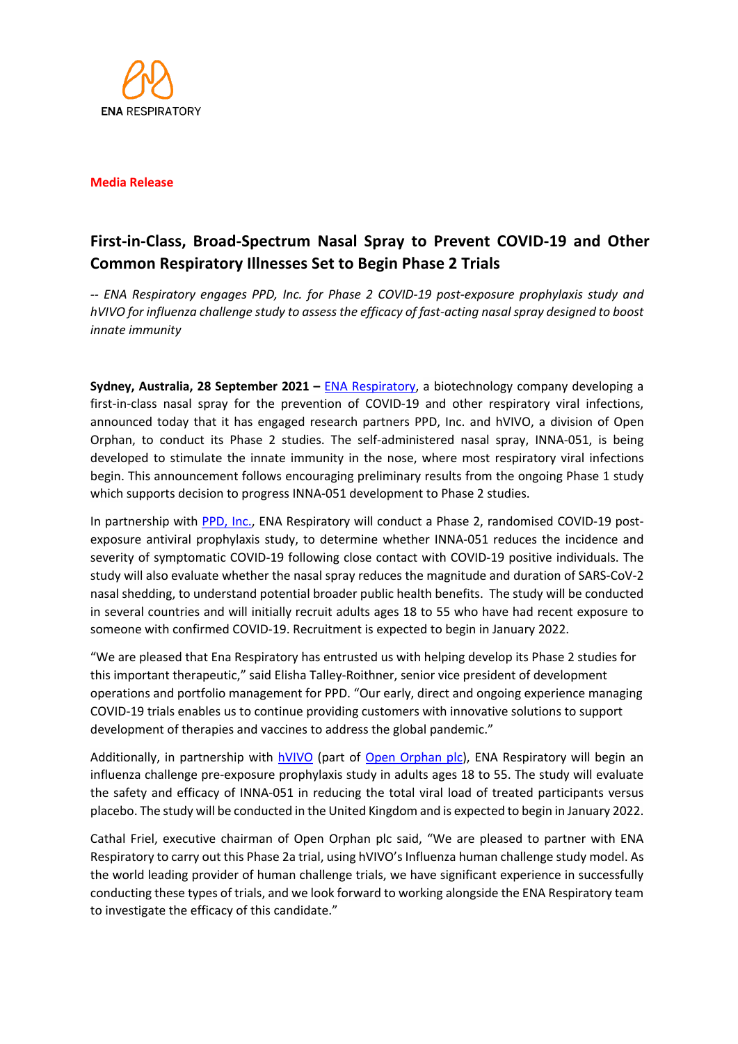ENA RESPIRATORY

**Media Release**

# First-in-Class, Broad-Spectrum Nasal Spray to Prevent COVID-19 and Other Common Respiratory Illnesses Set to Begin Phase 2 Trials

*-- ENA Respiratory engages PPD, Inc. for Phase 2 COVID-19 post-exposure prophylaxis study and hVIVO for influenza challenge study to assess the efficacy of fast-acting nasal spray designed to boost innate immunity*

**Sydney, Australia, 28 September 2021 –** ENA Respiratory, a biotechnology company developing a first-in-class nasal spray for the prevention of COVID-19 and other respiratory viral infections, announced today that it has engaged research partners PPD, Inc. and hVIVO, a division of Open Orphan, to conduct its Phase 2 studies. The self-administered nasal spray, INNA-051, is being developed to stimulate the innate immunity in the nose, where most respiratory viral infections begin. This announcement follows encouraging preliminary results from the ongoing Phase 1 study which supports decision to progress INNA-051 development to Phase 2 studies.

In partnership with PPD, Inc., ENA Respiratory will conduct a Phase 2, randomised COVID-19 post-exposure antiviral prophylaxis study, to determine whether INNA-051 reduces the incidence and severity of symptomatic COVID-19 following close contact with COVID-19 positive individuals. The study will also evaluate whether the nasal spray reduces the magnitude and duration of SARS-CoV-2 nasal shedding, to understand potential broader public health benefits. The study will be conducted in several countries and will initially recruit adults ages 18 to 55 who have had recent exposure to someone with confirmed COVID-19. Recruitment is expected to begin in January 2022.

"We are pleased that Ena Respiratory has entrusted us with helping develop its Phase 2 studies for this important therapeutic," said Elisha Talley-Roithner, senior vice president of development operations and portfolio management for PPD. "Our early, direct and ongoing experience managing COVID-19 trials enables us to continue providing customers with innovative solutions to support development of therapies and vaccines to address the global pandemic."

Additionally, in partnership with hVIVO (part of Open Orphan plc), ENA Respiratory will begin an influenza challenge pre-exposure prophylaxis study in adults ages 18 to 55. The study will evaluate the safety and efficacy of INNA-051 in reducing the total viral load of treated participants versus placebo. The study will be conducted in the United Kingdom and is expected to begin in January 2022.

Cathal Friel, executive chairman of Open Orphan plc said, "We are pleased to partner with ENA Respiratory to carry out this Phase 2a trial, using hVIVO's Influenza human challenge study model. As the world leading provider of human challenge trials, we have significant experience in successfully conducting these types of trials, and we look forward to working alongside the ENA Respiratory team to investigate the efficacy of this candidate."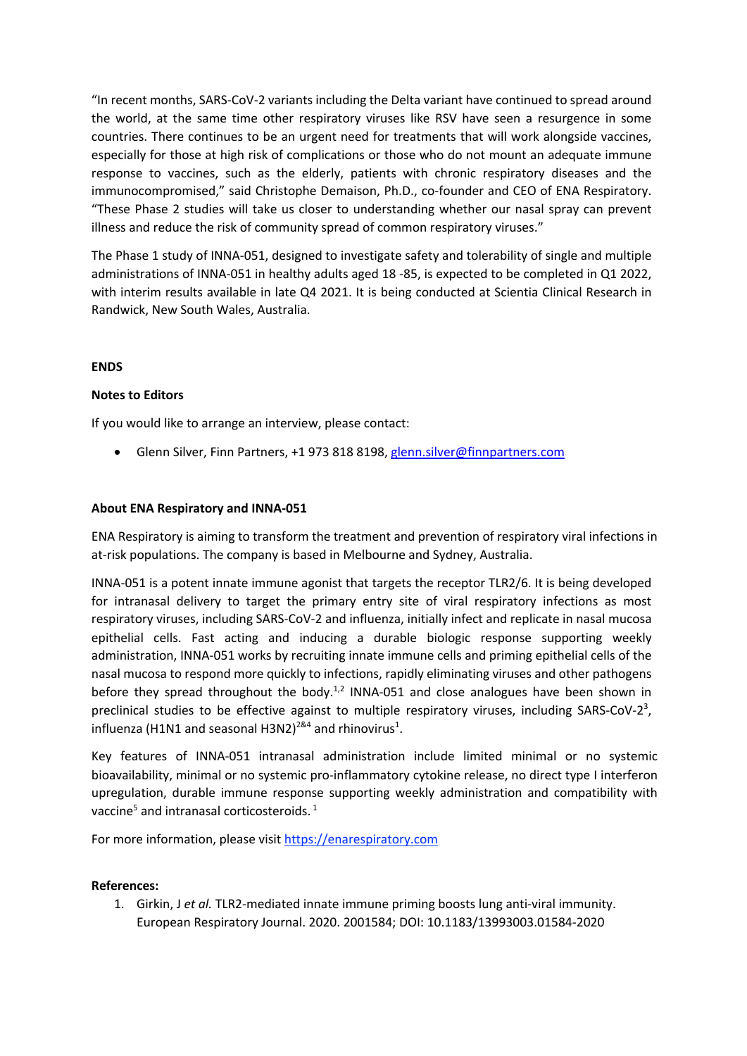"In recent months, SARS-CoV-2 variants including the Delta variant have continued to spread around the world, at the same time other respiratory viruses like RSV have seen a resurgence in some countries. There continues to be an urgent need for treatments that will work alongside vaccines, especially for those at high risk of complications or those who do not mount an adequate immune response to vaccines, such as the elderly, patients with chronic respiratory diseases and the immunocompromised," said Christophe Demaison, Ph.D., co-founder and CEO of ENA Respiratory. "These Phase 2 studies will take us closer to understanding whether our nasal spray can prevent illness and reduce the risk of community spread of common respiratory viruses."

The Phase 1 study of INNA-051, designed to investigate safety and tolerability of single and multiple administrations of INNA-051 in healthy adults aged 18 -85, is expected to be completed in Q1 2022, with interim results available in late Q4 2021. It is being conducted at Scientia Clinical Research in Randwick, New South Wales, Australia.

**ENDS**

**Notes to Editors**

If you would like to arrange an interview, please contact:

- Glenn Silver, Finn Partners, +1 973 818 8198, glenn.silver@finnpartners.com

**About ENA Respiratory and INNA-051**

ENA Respiratory is aiming to transform the treatment and prevention of respiratory viral infections in at-risk populations. The company is based in Melbourne and Sydney, Australia.

INNA-051 is a potent innate immune agonist that targets the receptor TLR2/6. It is being developed for intranasal delivery to target the primary entry site of viral respiratory infections as most respiratory viruses, including SARS-CoV-2 and influenza, initially infect and replicate in nasal mucosa epithelial cells. Fast acting and inducing a durable biologic response supporting weekly administration, INNA-051 works by recruiting innate immune cells and priming epithelial cells of the nasal mucosa to respond more quickly to infections, rapidly eliminating viruses and other pathogens before they spread throughout the body.[1,2] INNA-051 and close analogues have been shown in preclinical studies to be effective against to multiple respiratory viruses, including SARS-CoV-2[3], influenza (H1N1 and seasonal H3N2)[2&4] and rhinovirus[1].

Key features of INNA-051 intranasal administration include limited minimal or no systemic bioavailability, minimal or no systemic pro-inflammatory cytokine release, no direct type I interferon upregulation, durable immune response supporting weekly administration and compatibility with vaccine[5] and intranasal corticosteroids.[1]

For more information, please visit https://enarespiratory.com

**References:**

1. Girkin, J *et al.* TLR2-mediated innate immune priming boosts lung anti-viral immunity. European Respiratory Journal. 2020. 2001584; DOI: 10.1183/13993003.01584-2020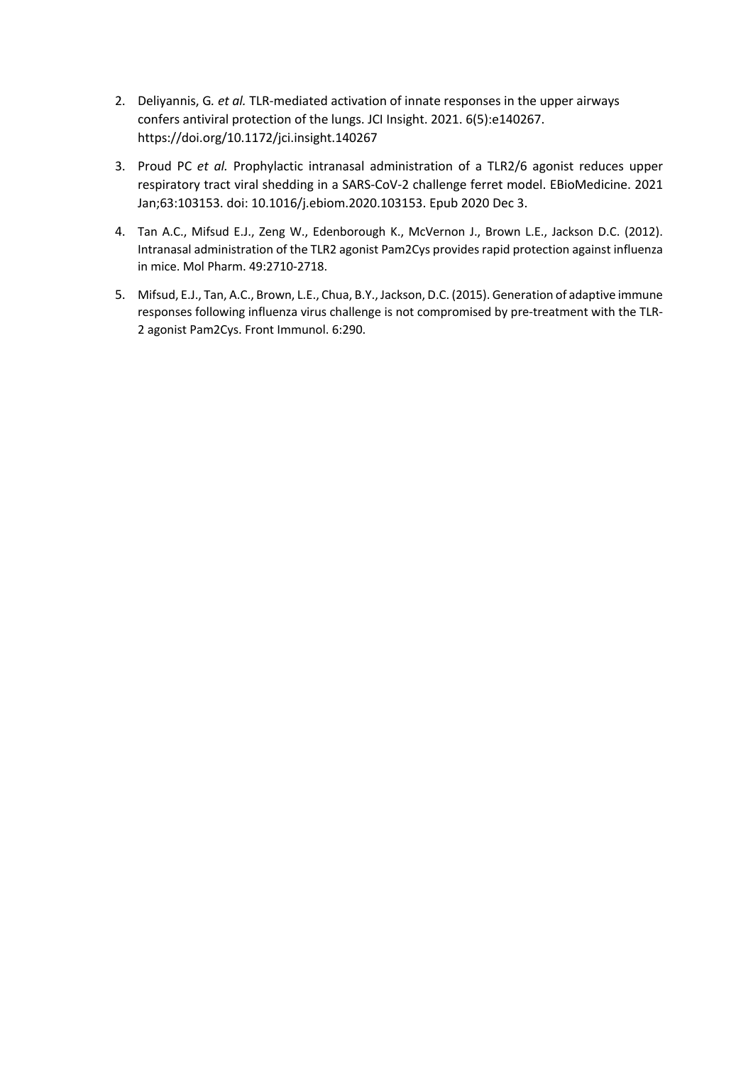2. Deliyannis, G. *et al.* TLR-mediated activation of innate responses in the upper airways confers antiviral protection of the lungs. JCI Insight. 2021. 6(5):e140267. https://doi.org/10.1172/jci.insight.140267

3. Proud PC *et al.* Prophylactic intranasal administration of a TLR2/6 agonist reduces upper respiratory tract viral shedding in a SARS-CoV-2 challenge ferret model. EBioMedicine. 2021 Jan;63:103153. doi: 10.1016/j.ebiom.2020.103153. Epub 2020 Dec 3.

4. Tan A.C., Mifsud E.J., Zeng W., Edenborough K., McVernon J., Brown L.E., Jackson D.C. (2012). Intranasal administration of the TLR2 agonist Pam2Cys provides rapid protection against influenza in mice. Mol Pharm. 49:2710-2718.

5. Mifsud, E.J., Tan, A.C., Brown, L.E., Chua, B.Y., Jackson, D.C. (2015). Generation of adaptive immune responses following influenza virus challenge is not compromised by pre-treatment with the TLR-2 agonist Pam2Cys. Front Immunol. 6:290.